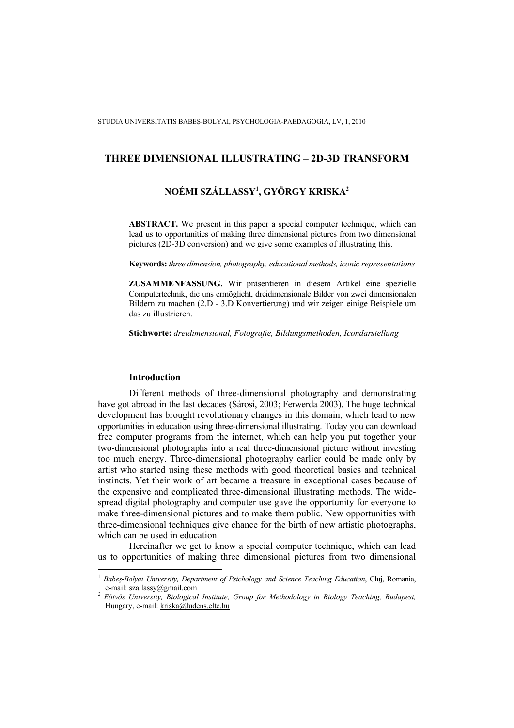# THREE DIMENSIONAL ILLUSTRATING – 2D-3D TRANSFORM

### NOÉMI SZÁLLASSY[1], GYÖRGY KRISKA[2]

**ABSTRACT.** We present in this paper a special computer technique, which can lead us to opportunities of making three dimensional pictures from two dimensional pictures (2D-3D conversion) and we give some examples of illustrating this.

**Keywords:** *three dimension, photography, educational methods, iconic representations*

**ZUSAMMENFASSUNG.** Wir präsentieren in diesem Artikel eine spezielle Computertechnik, die uns ermöglicht, dreidimensionale Bilder von zwei dimensionalen Bildern zu machen (2.D - 3.D Konvertierung) und wir zeigen einige Beispiele um das zu illustrieren.

**Stichworte:** *dreidimensional, Fotografie, Bildungsmethoden, Icondarstellung*

## Introduction

Different methods of three-dimensional photography and demonstrating have got abroad in the last decades (Sárosi, 2003; Ferwerda 2003). The huge technical development has brought revolutionary changes in this domain, which lead to new opportunities in education using three-dimensional illustrating. Today you can download free computer programs from the internet, which can help you put together your two-dimensional photographs into a real three-dimensional picture without investing too much energy. Three-dimensional photography earlier could be made only by artist who started using these methods with good theoretical basics and technical instincts. Yet their work of art became a treasure in exceptional cases because of the expensive and complicated three-dimensional illustrating methods. The wide-spread digital photography and computer use gave the opportunity for everyone to make three-dimensional pictures and to make them public. New opportunities with three-dimensional techniques give chance for the birth of new artistic photographs, which can be used in education.

Hereinafter we get to know a special computer technique, which can lead us to opportunities of making three dimensional pictures from two dimensional

---

[1] *Babeş-Bolyai University, Department of Psychology and Science Teaching Education*, Cluj, Romania, e-mail: szallassy@gmail.com

[2] *Eötvös University, Biological Institute, Group for Methodology in Biology Teaching, Budapest,* Hungary, e-mail: kriska@ludens.elte.hu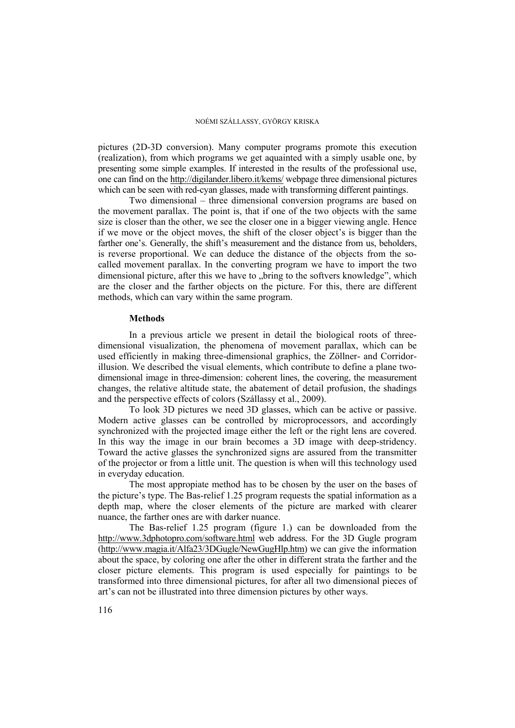pictures (2D-3D conversion). Many computer programs promote this execution (realization), from which programs we get aquainted with a simply usable one, by presenting some simple examples. If interested in the results of the professional use, one can find on the http://digilander.libero.it/kems/ webpage three dimensional pictures which can be seen with red-cyan glasses, made with transforming different paintings.

Two dimensional – three dimensional conversion programs are based on the movement parallax. The point is, that if one of the two objects with the same size is closer than the other, we see the closer one in a bigger viewing angle. Hence if we move or the object moves, the shift of the closer object's is bigger than the farther one's. Generally, the shift's measurement and the distance from us, beholders, is reverse proportional. We can deduce the distance of the objects from the so-called movement parallax. In the converting program we have to import the two dimensional picture, after this we have to „bring to the softvers knowledge", which are the closer and the farther objects on the picture. For this, there are different methods, which can vary within the same program.

## Methods

In a previous article we present in detail the biological roots of three-dimensional visualization, the phenomena of movement parallax, which can be used efficiently in making three-dimensional graphics, the Zöllner- and Corridor-illusion. We described the visual elements, which contribute to define a plane two-dimensional image in three-dimension: coherent lines, the covering, the measurement changes, the relative altitude state, the abatement of detail profusion, the shadings and the perspective effects of colors (Szállassy et al., 2009).

To look 3D pictures we need 3D glasses, which can be active or passive. Modern active glasses can be controlled by microprocessors, and accordingly synchronized with the projected image either the left or the right lens are covered. In this way the image in our brain becomes a 3D image with deep-stridency. Toward the active glasses the synchronized signs are assured from the transmitter of the projector or from a little unit. The question is when will this technology used in everyday education.

The most appopriate method has to be chosen by the user on the bases of the picture's type. The Bas-relief 1.25 program requests the spatial information as a depth map, where the closer elements of the picture are marked with clearer nuance, the farther ones are with darker nuance.

The Bas-relief 1.25 program (figure 1.) can be downloaded from the http://www.3dphotopro.com/software.html web address. For the 3D Gugle program (http://www.magia.it/Alfa23/3DGugle/NewGugHlp.htm) we can give the information about the space, by coloring one after the other in different strata the farther and the closer picture elements. This program is used especially for paintings to be transformed into three dimensional pictures, for after all two dimensional pieces of art's can not be illustrated into three dimension pictures by other ways.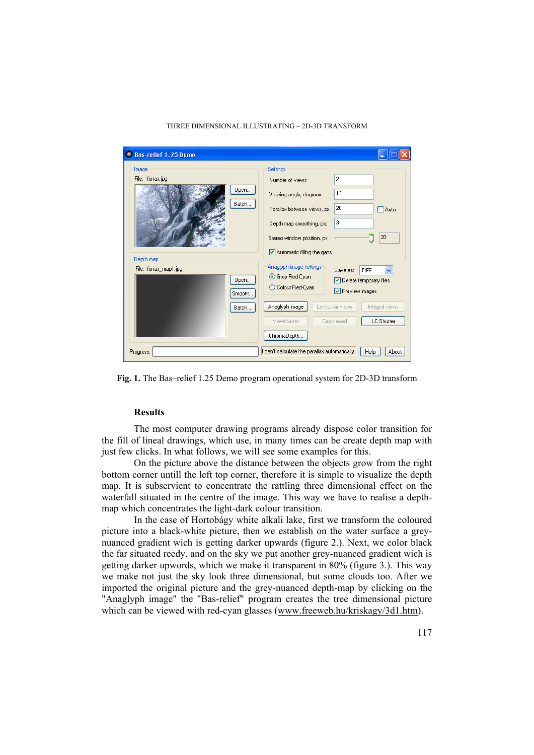**Fig. 1.** The Bas–relief 1.25 Demo program operational system for 2D-3D transform

## Results

The most computer drawing programs already dispose color transition for the fill of lineal drawings, which use, in many times can be create depth map with just few clicks. In what follows, we will see some examples for this.

On the picture above the distance between the objects grow from the right bottom corner untill the left top corner, therefore it is simple to visualize the depth map. It is subservient to concentrate the rattling three dimensional effect on the waterfall situated in the centre of the image. This way we have to realise a depth-map which concentrates the light-dark colour transition.

In the case of Hortobágy white alkali lake, first we transform the coloured picture into a black-white picture, then we establish on the water surface a grey-nuanced gradient wich is getting darker upwards (figure 2.). Next, we color black the far situated reedy, and on the sky we put another grey-nuanced gradient wich is getting darker upwards, which we make it transparent in 80% (figure 3.). This way we make not just the sky look three dimensional, but some clouds too. After we imported the original picture and the grey-nuanced depth-map by clicking on the "Anaglyph image" the "Bas-relief" program creates the tree dimensional picture which can be viewed with red-cyan glasses (www.freeweb.hu/kriskagy/3d1.htm).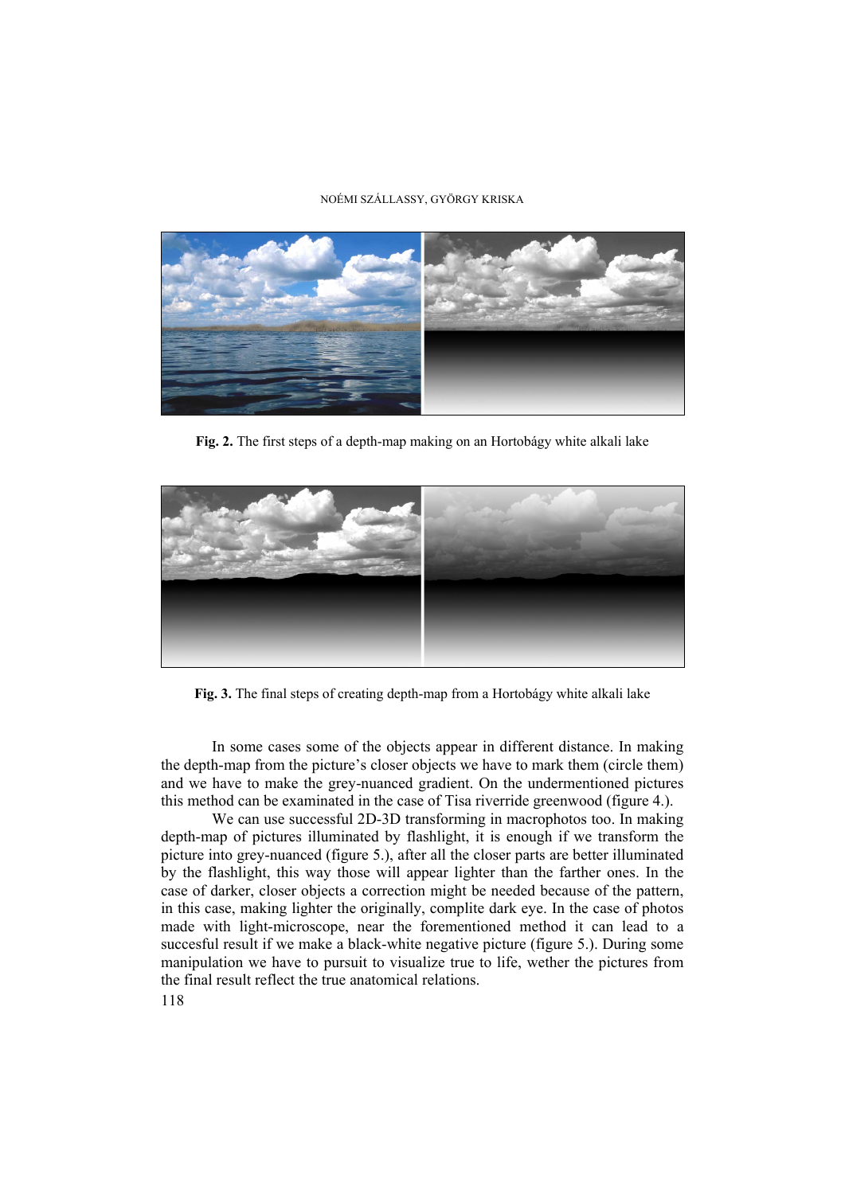**Fig. 2.** The first steps of a depth-map making on an Hortobágy white alkali lake

**Fig. 3.** The final steps of creating depth-map from a Hortobágy white alkali lake

In some cases some of the objects appear in different distance. In making the depth-map from the picture's closer objects we have to mark them (circle them) and we have to make the grey-nuanced gradient. On the undermentioned pictures this method can be examinated in the case of Tisa riverride greenwood (figure 4.).

We can use successful 2D-3D transforming in macrophotos too. In making depth-map of pictures illuminated by flashlight, it is enough if we transform the picture into grey-nuanced (figure 5.), after all the closer parts are better illuminated by the flashlight, this way those will appear lighter than the farther ones. In the case of darker, closer objects a correction might be needed because of the pattern, in this case, making lighter the originally, complite dark eye. In the case of photos made with light-microscope, near the forementioned method it can lead to a succesful result if we make a black-white negative picture (figure 5.). During some manipulation we have to pursuit to visualize true to life, wether the pictures from the final result reflect the true anatomical relations.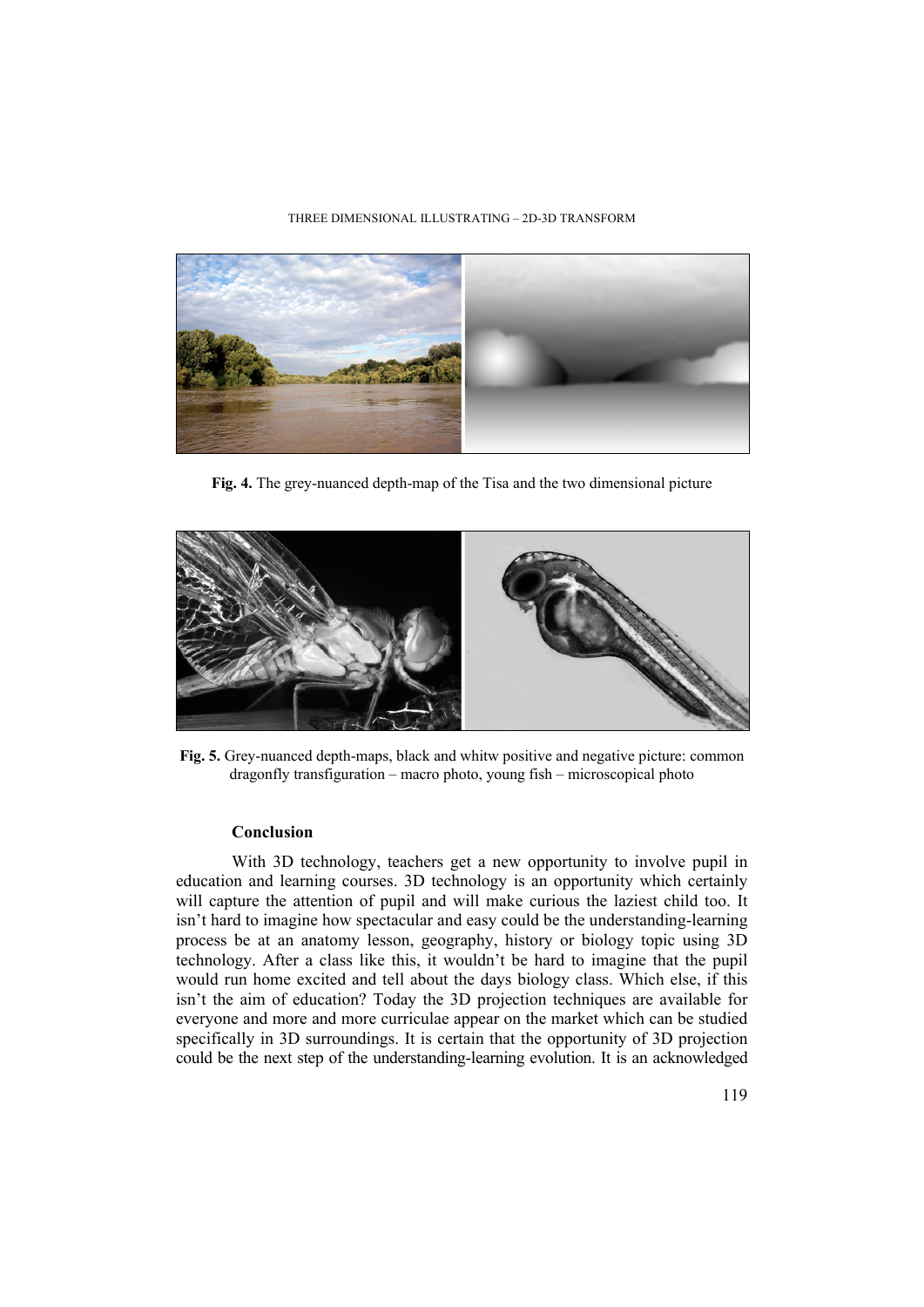Fig. 4. The grey-nuanced depth-map of the Tisa and the two dimensional picture

Fig. 5. Grey-nuanced depth-maps, black and whitw positive and negative picture: common dragonfly transfiguration – macro photo, young fish – microscopical photo

## Conclusion

With 3D technology, teachers get a new opportunity to involve pupil in education and learning courses. 3D technology is an opportunity which certainly will capture the attention of pupil and will make curious the laziest child too. It isn't hard to imagine how spectacular and easy could be the understanding-learning process be at an anatomy lesson, geography, history or biology topic using 3D technology. After a class like this, it wouldn't be hard to imagine that the pupil would run home excited and tell about the days biology class. Which else, if this isn't the aim of education? Today the 3D projection techniques are available for everyone and more and more curriculae appear on the market which can be studied specifically in 3D surroundings. It is certain that the opportunity of 3D projection could be the next step of the understanding-learning evolution. It is an acknowledged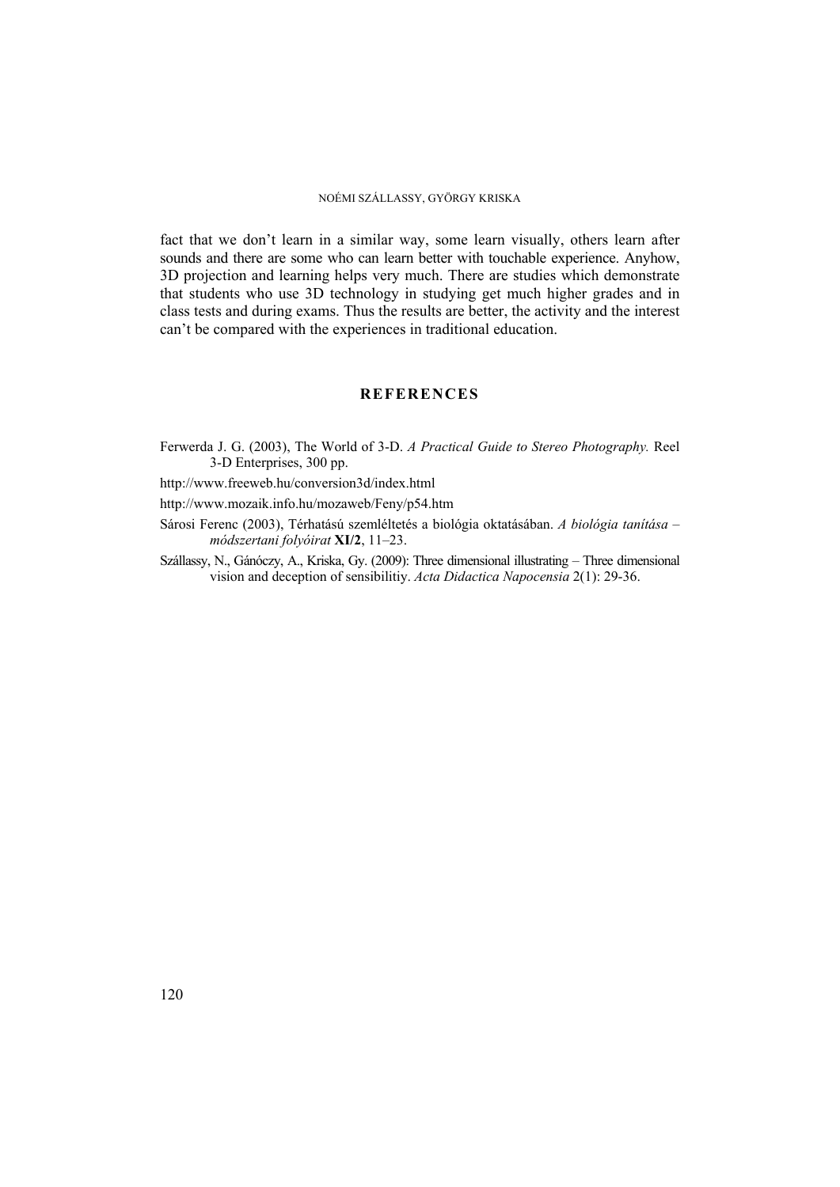fact that we don't learn in a similar way, some learn visually, others learn after sounds and there are some who can learn better with touchable experience. Anyhow, 3D projection and learning helps very much. There are studies which demonstrate that students who use 3D technology in studying get much higher grades and in class tests and during exams. Thus the results are better, the activity and the interest can't be compared with the experiences in traditional education.

## REFERENCES

Ferwerda J. G. (2003), The World of 3-D. *A Practical Guide to Stereo Photography.* Reel 3-D Enterprises, 300 pp.

http://www.freeweb.hu/conversion3d/index.html

http://www.mozaik.info.hu/mozaweb/Feny/p54.htm

Sárosi Ferenc (2003), Térhatású szemléltetés a biológia oktatásában. *A biológia tanítása – módszertani folyóirat* **XI/2**, 11–23.

Szállassy, N., Gánóczy, A., Kriska, Gy. (2009): Three dimensional illustrating – Three dimensional vision and deception of sensibilitiy. *Acta Didactica Napocensia* 2(1): 29-36.